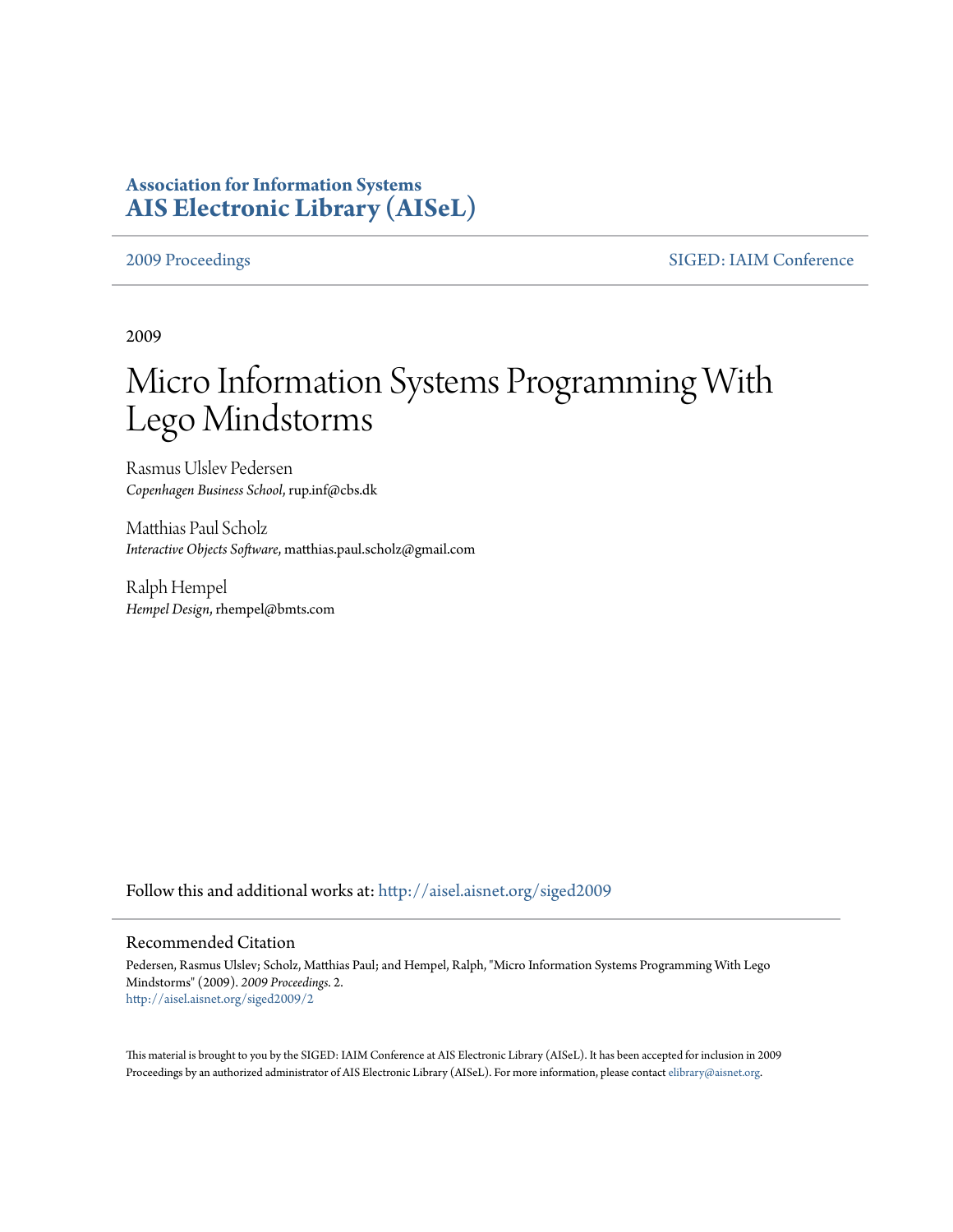**Association for Information Systems**
**AIS Electronic Library (AISeL)**

2009 Proceedings | SIGED: IAIM Conference

2009

# Micro Information Systems Programming With Lego Mindstorms

Rasmus Ulslev Pedersen
*Copenhagen Business School*, rup.inf@cbs.dk

Matthias Paul Scholz
*Interactive Objects Software*, matthias.paul.scholz@gmail.com

Ralph Hempel
*Hempel Design*, rhempel@bmts.com

Follow this and additional works at: http://aisel.aisnet.org/siged2009

## Recommended Citation

Pedersen, Rasmus Ulslev; Scholz, Matthias Paul; and Hempel, Ralph, "Micro Information Systems Programming With Lego Mindstorms" (2009). *2009 Proceedings*. 2.
http://aisel.aisnet.org/siged2009/2

This material is brought to you by the SIGED: IAIM Conference at AIS Electronic Library (AISeL). It has been accepted for inclusion in 2009 Proceedings by an authorized administrator of AIS Electronic Library (AISeL). For more information, please contact elibrary@aisnet.org.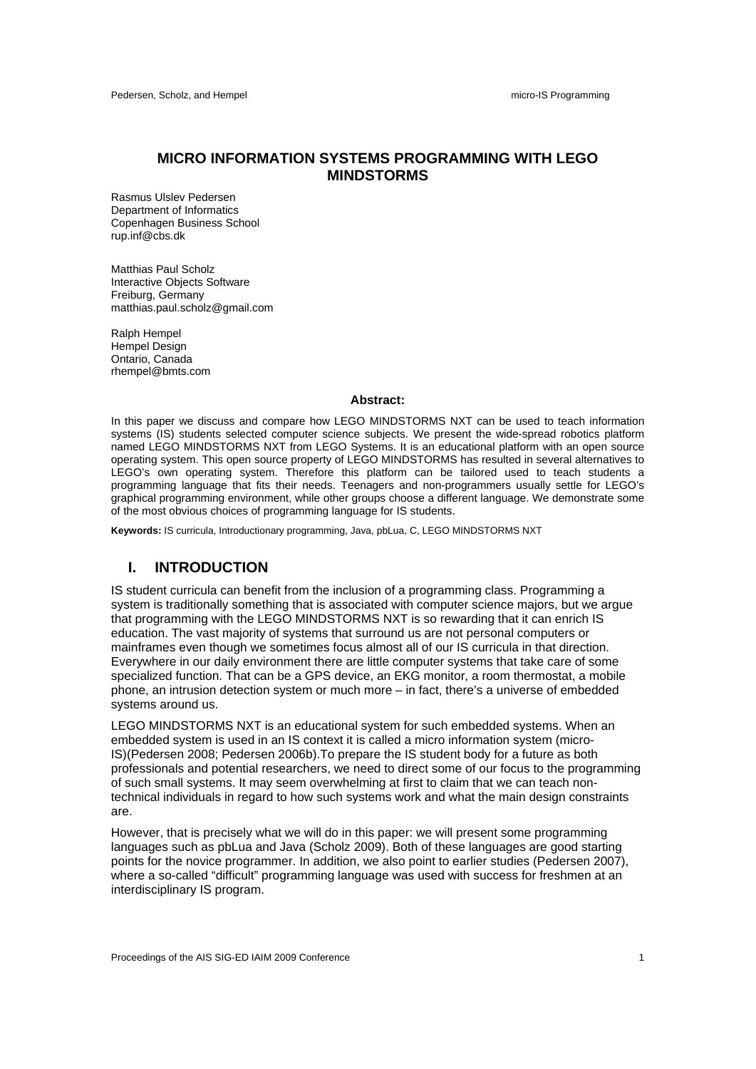# MICRO INFORMATION SYSTEMS PROGRAMMING WITH LEGO MINDSTORMS

Rasmus Ulslev Pedersen
Department of Informatics
Copenhagen Business School
rup.inf@cbs.dk

Matthias Paul Scholz
Interactive Objects Software
Freiburg, Germany
matthias.paul.scholz@gmail.com

Ralph Hempel
Hempel Design
Ontario, Canada
rhempel@bmts.com

**Abstract:**

In this paper we discuss and compare how LEGO MINDSTORMS NXT can be used to teach information systems (IS) students selected computer science subjects. We present the wide-spread robotics platform named LEGO MINDSTORMS NXT from LEGO Systems. It is an educational platform with an open source operating system. This open source property of LEGO MINDSTORMS has resulted in several alternatives to LEGO's own operating system. Therefore this platform can be tailored used to teach students a programming language that fits their needs. Teenagers and non-programmers usually settle for LEGO's graphical programming environment, while other groups choose a different language. We demonstrate some of the most obvious choices of programming language for IS students.

**Keywords:** IS curricula, Introductionary programming, Java, pbLua, C, LEGO MINDSTORMS NXT

## I. INTRODUCTION

IS student curricula can benefit from the inclusion of a programming class. Programming a system is traditionally something that is associated with computer science majors, but we argue that programming with the LEGO MINDSTORMS NXT is so rewarding that it can enrich IS education. The vast majority of systems that surround us are not personal computers or mainframes even though we sometimes focus almost all of our IS curricula in that direction. Everywhere in our daily environment there are little computer systems that take care of some specialized function. That can be a GPS device, an EKG monitor, a room thermostat, a mobile phone, an intrusion detection system or much more – in fact, there's a universe of embedded systems around us.

LEGO MINDSTORMS NXT is an educational system for such embedded systems. When an embedded system is used in an IS context it is called a micro information system (micro-IS)(Pedersen 2008; Pedersen 2006b).To prepare the IS student body for a future as both professionals and potential researchers, we need to direct some of our focus to the programming of such small systems. It may seem overwhelming at first to claim that we can teach non-technical individuals in regard to how such systems work and what the main design constraints are.

However, that is precisely what we will do in this paper: we will present some programming languages such as pbLua and Java (Scholz 2009). Both of these languages are good starting points for the novice programmer. In addition, we also point to earlier studies (Pedersen 2007), where a so-called "difficult" programming language was used with success for freshmen at an interdisciplinary IS program.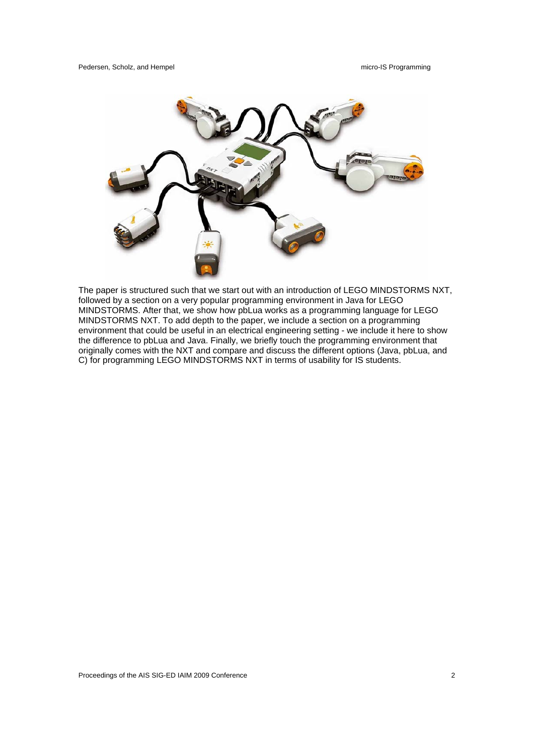The paper is structured such that we start out with an introduction of LEGO MINDSTORMS NXT, followed by a section on a very popular programming environment in Java for LEGO MINDSTORMS. After that, we show how pbLua works as a programming language for LEGO MINDSTORMS NXT. To add depth to the paper, we include a section on a programming environment that could be useful in an electrical engineering setting - we include it here to show the difference to pbLua and Java. Finally, we briefly touch the programming environment that originally comes with the NXT and compare and discuss the different options (Java, pbLua, and C) for programming LEGO MINDSTORMS NXT in terms of usability for IS students.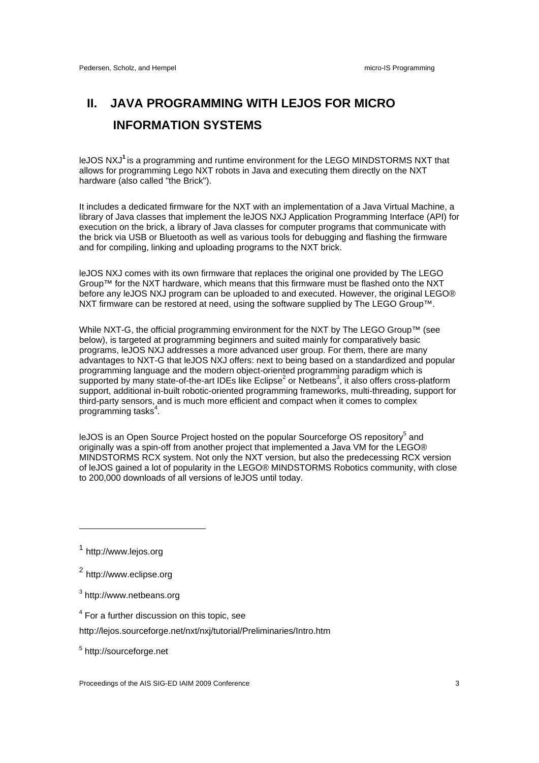# II. JAVA PROGRAMMING WITH LEJOS FOR MICRO INFORMATION SYSTEMS

leJOS NXJ[1] is a programming and runtime environment for the LEGO MINDSTORMS NXT that allows for programming Lego NXT robots in Java and executing them directly on the NXT hardware (also called "the Brick").

It includes a dedicated firmware for the NXT with an implementation of a Java Virtual Machine, a library of Java classes that implement the leJOS NXJ Application Programming Interface (API) for execution on the brick, a library of Java classes for computer programs that communicate with the brick via USB or Bluetooth as well as various tools for debugging and flashing the firmware and for compiling, linking and uploading programs to the NXT brick.

leJOS NXJ comes with its own firmware that replaces the original one provided by The LEGO Group™ for the NXT hardware, which means that this firmware must be flashed onto the NXT before any leJOS NXJ program can be uploaded to and executed. However, the original LEGO® NXT firmware can be restored at need, using the software supplied by The LEGO Group™.

While NXT-G, the official programming environment for the NXT by The LEGO Group™ (see below), is targeted at programming beginners and suited mainly for comparatively basic programs, leJOS NXJ addresses a more advanced user group. For them, there are many advantages to NXT-G that leJOS NXJ offers: next to being based on a standardized and popular programming language and the modern object-oriented programming paradigm which is supported by many state-of-the-art IDEs like Eclipse[2] or Netbeans[3], it also offers cross-platform support, additional in-built robotic-oriented programming frameworks, multi-threading, support for third-party sensors, and is much more efficient and compact when it comes to complex programming tasks[4].

leJOS is an Open Source Project hosted on the popular Sourceforge OS repository[5] and originally was a spin-off from another project that implemented a Java VM for the LEGO® MINDSTORMS RCX system. Not only the NXT version, but also the predecessing RCX version of leJOS gained a lot of popularity in the LEGO® MINDSTORMS Robotics community, with close to 200,000 downloads of all versions of leJOS until today.

---

[1] http://www.lejos.org

[2] http://www.eclipse.org

[3] http://www.netbeans.org

[4] For a further discussion on this topic, see http://lejos.sourceforge.net/nxt/nxj/tutorial/Preliminaries/Intro.htm

[5] http://sourceforge.net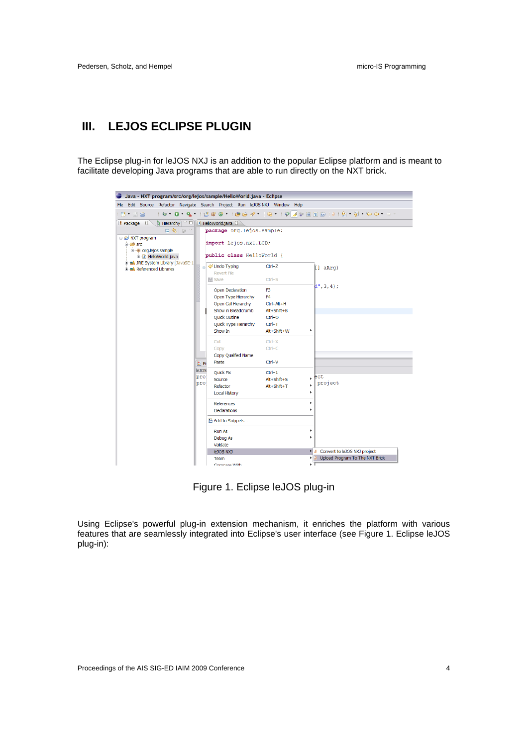# III. LEJOS ECLIPSE PLUGIN

The Eclipse plug-in for leJOS NXJ is an addition to the popular Eclipse platform and is meant to facilitate developing Java programs that are able to run directly on the NXT brick.

Figure 1. Eclipse leJOS plug-in

Using Eclipse's powerful plug-in extension mechanism, it enriches the platform with various features that are seamlessly integrated into Eclipse's user interface (see Figure 1. Eclipse leJOS plug-in):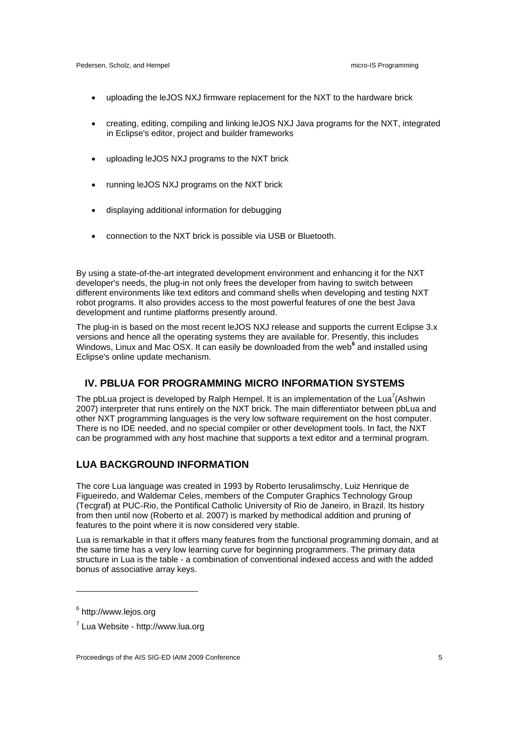- uploading the leJOS NXJ firmware replacement for the NXT to the hardware brick
- creating, editing, compiling and linking leJOS NXJ Java programs for the NXT, integrated in Eclipse's editor, project and builder frameworks
- uploading leJOS NXJ programs to the NXT brick
- running leJOS NXJ programs on the NXT brick
- displaying additional information for debugging
- connection to the NXT brick is possible via USB or Bluetooth.

By using a state-of-the-art integrated development environment and enhancing it for the NXT developer's needs, the plug-in not only frees the developer from having to switch between different environments like text editors and command shells when developing and testing NXT robot programs. It also provides access to the most powerful features of one the best Java development and runtime platforms presently around.

The plug-in is based on the most recent leJOS NXJ release and supports the current Eclipse 3.x versions and hence all the operating systems they are available for. Presently, this includes Windows, Linux and Mac OSX. It can easily be downloaded from the web[6] and installed using Eclipse's online update mechanism.

## IV. PBLUA FOR PROGRAMMING MICRO INFORMATION SYSTEMS

The pbLua project is developed by Ralph Hempel. It is an implementation of the Lua[7](Ashwin 2007) interpreter that runs entirely on the NXT brick. The main differentiator between pbLua and other NXT programming languages is the very low software requirement on the host computer. There is no IDE needed, and no special compiler or other development tools. In fact, the NXT can be programmed with any host machine that supports a text editor and a terminal program.

## LUA BACKGROUND INFORMATION

The core Lua language was created in 1993 by Roberto Ierusalimschy, Luiz Henrique de Figueiredo, and Waldemar Celes, members of the Computer Graphics Technology Group (Tecgraf) at PUC-Rio, the Pontifical Catholic University of Rio de Janeiro, in Brazil. Its history from then until now (Roberto et al. 2007) is marked by methodical addition and pruning of features to the point where it is now considered very stable.

Lua is remarkable in that it offers many features from the functional programming domain, and at the same time has a very low learning curve for beginning programmers. The primary data structure in Lua is the table - a combination of conventional indexed access and with the added bonus of associative array keys.

---

[6] http://www.lejos.org

[7] Lua Website - http://www.lua.org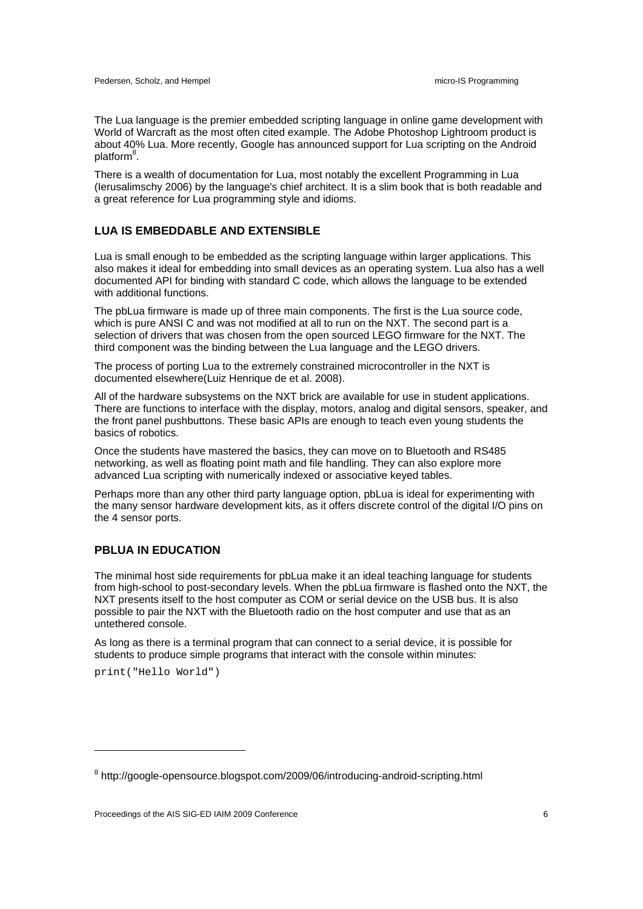The Lua language is the premier embedded scripting language in online game development with World of Warcraft as the most often cited example. The Adobe Photoshop Lightroom product is about 40% Lua. More recently, Google has announced support for Lua scripting on the Android platform[8].

There is a wealth of documentation for Lua, most notably the excellent Programming in Lua (Ierusalimschy 2006) by the language's chief architect. It is a slim book that is both readable and a great reference for Lua programming style and idioms.

## LUA IS EMBEDDABLE AND EXTENSIBLE

Lua is small enough to be embedded as the scripting language within larger applications. This also makes it ideal for embedding into small devices as an operating system. Lua also has a well documented API for binding with standard C code, which allows the language to be extended with additional functions.

The pbLua firmware is made up of three main components. The first is the Lua source code, which is pure ANSI C and was not modified at all to run on the NXT. The second part is a selection of drivers that was chosen from the open sourced LEGO firmware for the NXT. The third component was the binding between the Lua language and the LEGO drivers.

The process of porting Lua to the extremely constrained microcontroller in the NXT is documented elsewhere(Luiz Henrique de et al. 2008).

All of the hardware subsystems on the NXT brick are available for use in student applications. There are functions to interface with the display, motors, analog and digital sensors, speaker, and the front panel pushbuttons. These basic APIs are enough to teach even young students the basics of robotics.

Once the students have mastered the basics, they can move on to Bluetooth and RS485 networking, as well as floating point math and file handling. They can also explore more advanced Lua scripting with numerically indexed or associative keyed tables.

Perhaps more than any other third party language option, pbLua is ideal for experimenting with the many sensor hardware development kits, as it offers discrete control of the digital I/O pins on the 4 sensor ports.

## PBLUA IN EDUCATION

The minimal host side requirements for pbLua make it an ideal teaching language for students from high-school to post-secondary levels. When the pbLua firmware is flashed onto the NXT, the NXT presents itself to the host computer as COM or serial device on the USB bus. It is also possible to pair the NXT with the Bluetooth radio on the host computer and use that as an untethered console.

As long as there is a terminal program that can connect to a serial device, it is possible for students to produce simple programs that interact with the console within minutes:

```
print("Hello World")
```

[8] http://google-opensource.blogspot.com/2009/06/introducing-android-scripting.html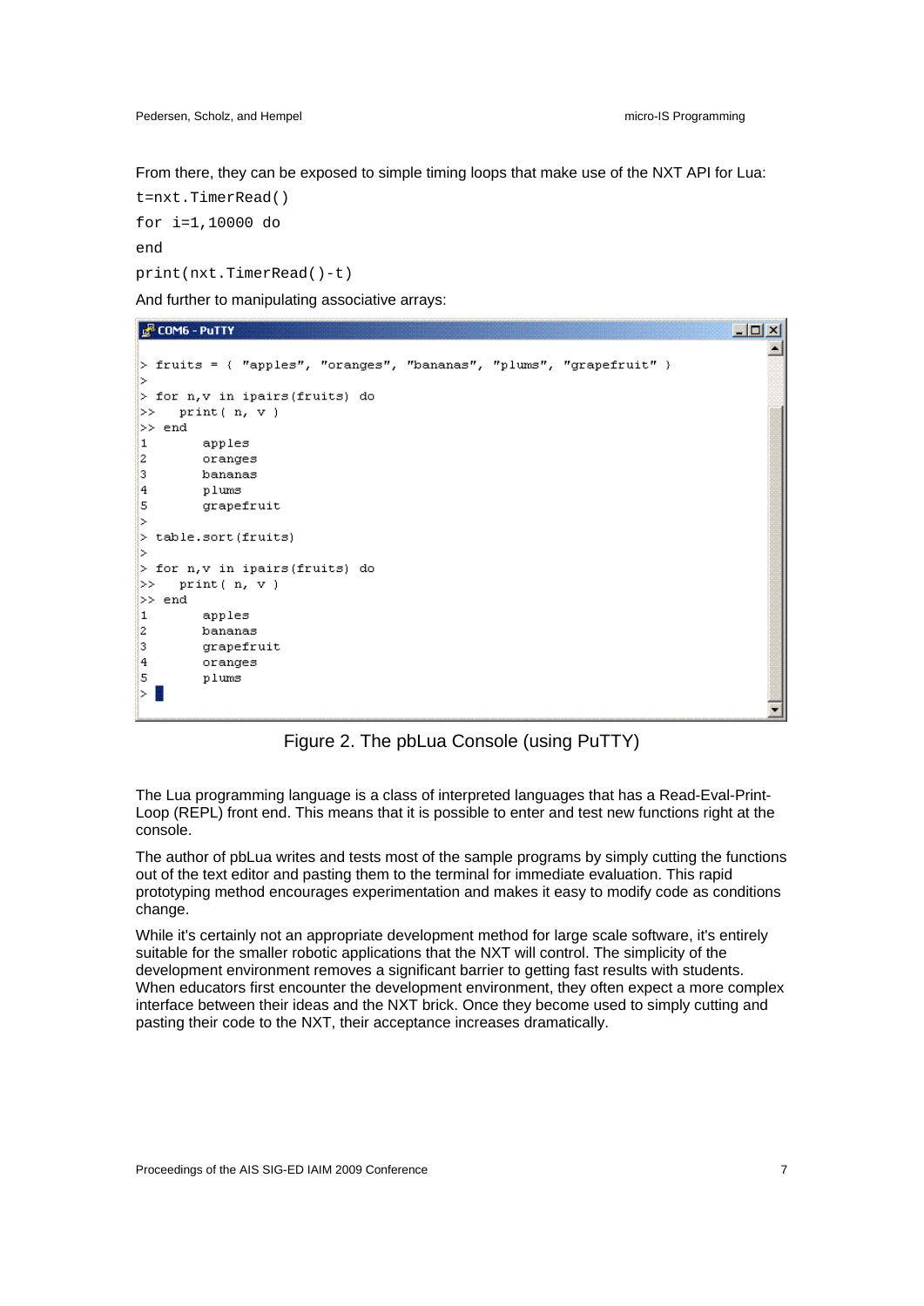From there, they can be exposed to simple timing loops that make use of the NXT API for Lua:

```
t=nxt.TimerRead()
for i=1,10000 do
end
print(nxt.TimerRead()-t)
```

And further to manipulating associative arrays:

```
COM6 - PuTTY

> fruits = { "apples", "oranges", "bananas", "plums", "grapefruit" }
>
> for n,v in ipairs(fruits) do
>>   print( n, v )
>> end
1       apples
2       oranges
3       bananas
4       plums
5       grapefruit
>
> table.sort(fruits)
>
> for n,v in ipairs(fruits) do
>>   print( n, v )
>> end
1       apples
2       bananas
3       grapefruit
4       oranges
5       plums
>
```

Figure 2. The pbLua Console (using PuTTY)

The Lua programming language is a class of interpreted languages that has a Read-Eval-Print-Loop (REPL) front end. This means that it is possible to enter and test new functions right at the console.

The author of pbLua writes and tests most of the sample programs by simply cutting the functions out of the text editor and pasting them to the terminal for immediate evaluation. This rapid prototyping method encourages experimentation and makes it easy to modify code as conditions change.

While it's certainly not an appropriate development method for large scale software, it's entirely suitable for the smaller robotic applications that the NXT will control. The simplicity of the development environment removes a significant barrier to getting fast results with students. When educators first encounter the development environment, they often expect a more complex interface between their ideas and the NXT brick. Once they become used to simply cutting and pasting their code to the NXT, their acceptance increases dramatically.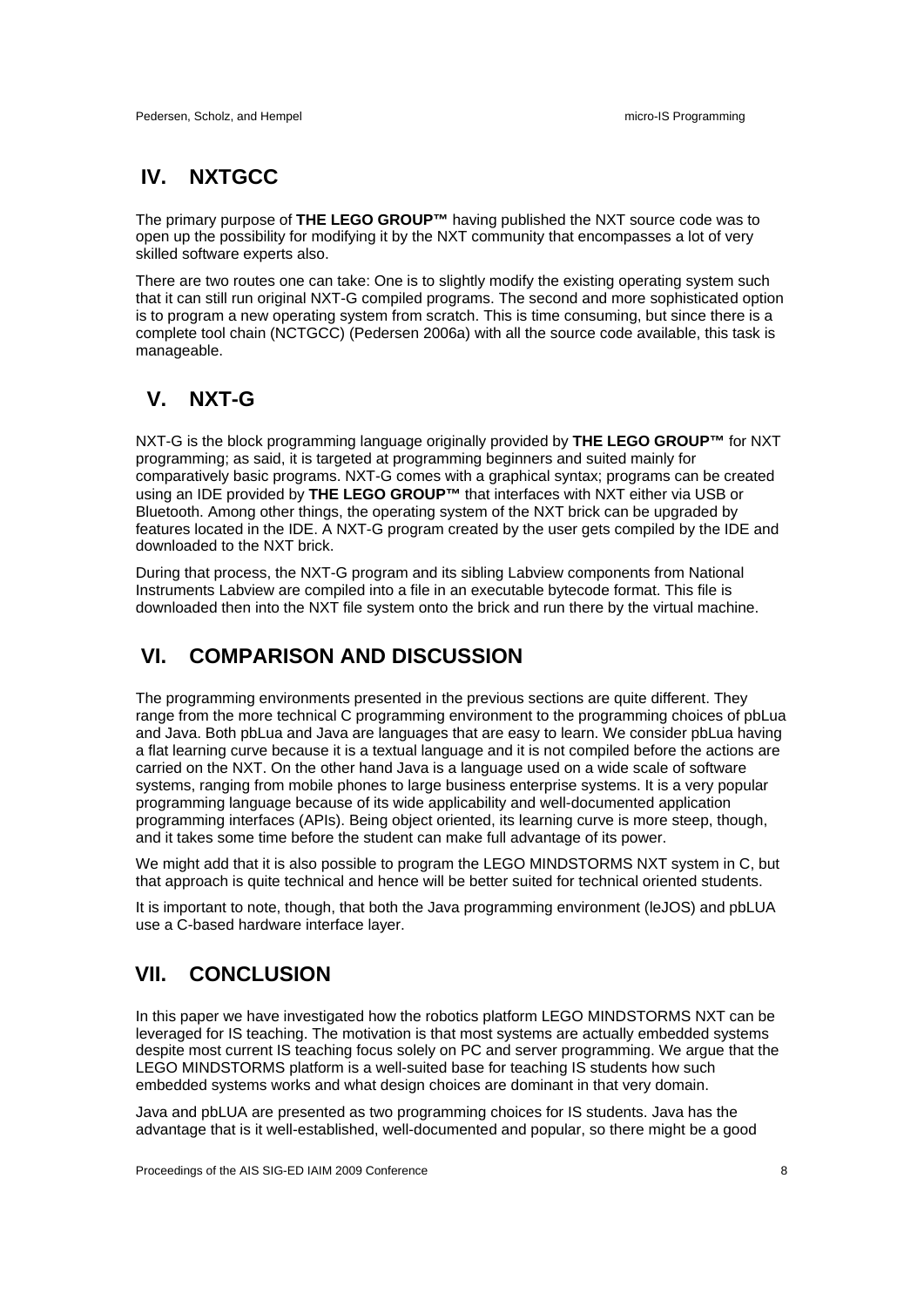## IV. NXTGCC

The primary purpose of **THE LEGO GROUP™** having published the NXT source code was to open up the possibility for modifying it by the NXT community that encompasses a lot of very skilled software experts also.

There are two routes one can take: One is to slightly modify the existing operating system such that it can still run original NXT-G compiled programs. The second and more sophisticated option is to program a new operating system from scratch. This is time consuming, but since there is a complete tool chain (NCTGCC) (Pedersen 2006a) with all the source code available, this task is manageable.

## V. NXT-G

NXT-G is the block programming language originally provided by **THE LEGO GROUP™** for NXT programming; as said, it is targeted at programming beginners and suited mainly for comparatively basic programs. NXT-G comes with a graphical syntax; programs can be created using an IDE provided by **THE LEGO GROUP™** that interfaces with NXT either via USB or Bluetooth. Among other things, the operating system of the NXT brick can be upgraded by features located in the IDE. A NXT-G program created by the user gets compiled by the IDE and downloaded to the NXT brick.

During that process, the NXT-G program and its sibling Labview components from National Instruments Labview are compiled into a file in an executable bytecode format. This file is downloaded then into the NXT file system onto the brick and run there by the virtual machine.

## VI. COMPARISON AND DISCUSSION

The programming environments presented in the previous sections are quite different. They range from the more technical C programming environment to the programming choices of pbLua and Java. Both pbLua and Java are languages that are easy to learn. We consider pbLua having a flat learning curve because it is a textual language and it is not compiled before the actions are carried on the NXT. On the other hand Java is a language used on a wide scale of software systems, ranging from mobile phones to large business enterprise systems. It is a very popular programming language because of its wide applicability and well-documented application programming interfaces (APIs). Being object oriented, its learning curve is more steep, though, and it takes some time before the student can make full advantage of its power.

We might add that it is also possible to program the LEGO MINDSTORMS NXT system in C, but that approach is quite technical and hence will be better suited for technical oriented students.

It is important to note, though, that both the Java programming environment (leJOS) and pbLUA use a C-based hardware interface layer.

## VII. CONCLUSION

In this paper we have investigated how the robotics platform LEGO MINDSTORMS NXT can be leveraged for IS teaching. The motivation is that most systems are actually embedded systems despite most current IS teaching focus solely on PC and server programming. We argue that the LEGO MINDSTORMS platform is a well-suited base for teaching IS students how such embedded systems works and what design choices are dominant in that very domain.

Java and pbLUA are presented as two programming choices for IS students. Java has the advantage that is it well-established, well-documented and popular, so there might be a good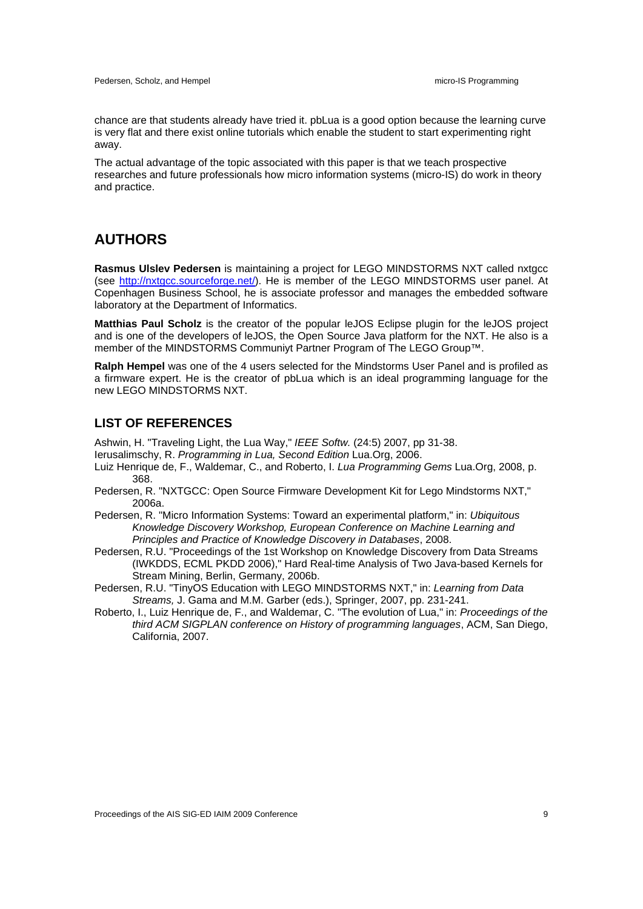chance are that students already have tried it. pbLua is a good option because the learning curve is very flat and there exist online tutorials which enable the student to start experimenting right away.

The actual advantage of the topic associated with this paper is that we teach prospective researches and future professionals how micro information systems (micro-IS) do work in theory and practice.

## AUTHORS

**Rasmus Ulslev Pedersen** is maintaining a project for LEGO MINDSTORMS NXT called nxtgcc (see http://nxtgcc.sourceforge.net/). He is member of the LEGO MINDSTORMS user panel. At Copenhagen Business School, he is associate professor and manages the embedded software laboratory at the Department of Informatics.

**Matthias Paul Scholz** is the creator of the popular leJOS Eclipse plugin for the leJOS project and is one of the developers of leJOS, the Open Source Java platform for the NXT. He also is a member of the MINDSTORMS Communiyt Partner Program of The LEGO Group™.

**Ralph Hempel** was one of the 4 users selected for the Mindstorms User Panel and is profiled as a firmware expert. He is the creator of pbLua which is an ideal programming language for the new LEGO MINDSTORMS NXT.

### LIST OF REFERENCES

Ashwin, H. "Traveling Light, the Lua Way," *IEEE Softw.* (24:5) 2007, pp 31-38.

Ierusalimschy, R. *Programming in Lua, Second Edition* Lua.Org, 2006.

Luiz Henrique de, F., Waldemar, C., and Roberto, I. *Lua Programming Gems* Lua.Org, 2008, p. 368.

Pedersen, R. "NXTGCC: Open Source Firmware Development Kit for Lego Mindstorms NXT," 2006a.

Pedersen, R. "Micro Information Systems: Toward an experimental platform," in: *Ubiquitous Knowledge Discovery Workshop, European Conference on Machine Learning and Principles and Practice of Knowledge Discovery in Databases*, 2008.

Pedersen, R.U. "Proceedings of the 1st Workshop on Knowledge Discovery from Data Streams (IWKDDS, ECML PKDD 2006)," Hard Real-time Analysis of Two Java-based Kernels for Stream Mining, Berlin, Germany, 2006b.

Pedersen, R.U. "TinyOS Education with LEGO MINDSTORMS NXT," in: *Learning from Data Streams,* J. Gama and M.M. Garber (eds.), Springer, 2007, pp. 231-241.

Roberto, I., Luiz Henrique de, F., and Waldemar, C. "The evolution of Lua," in: *Proceedings of the third ACM SIGPLAN conference on History of programming languages*, ACM, San Diego, California, 2007.